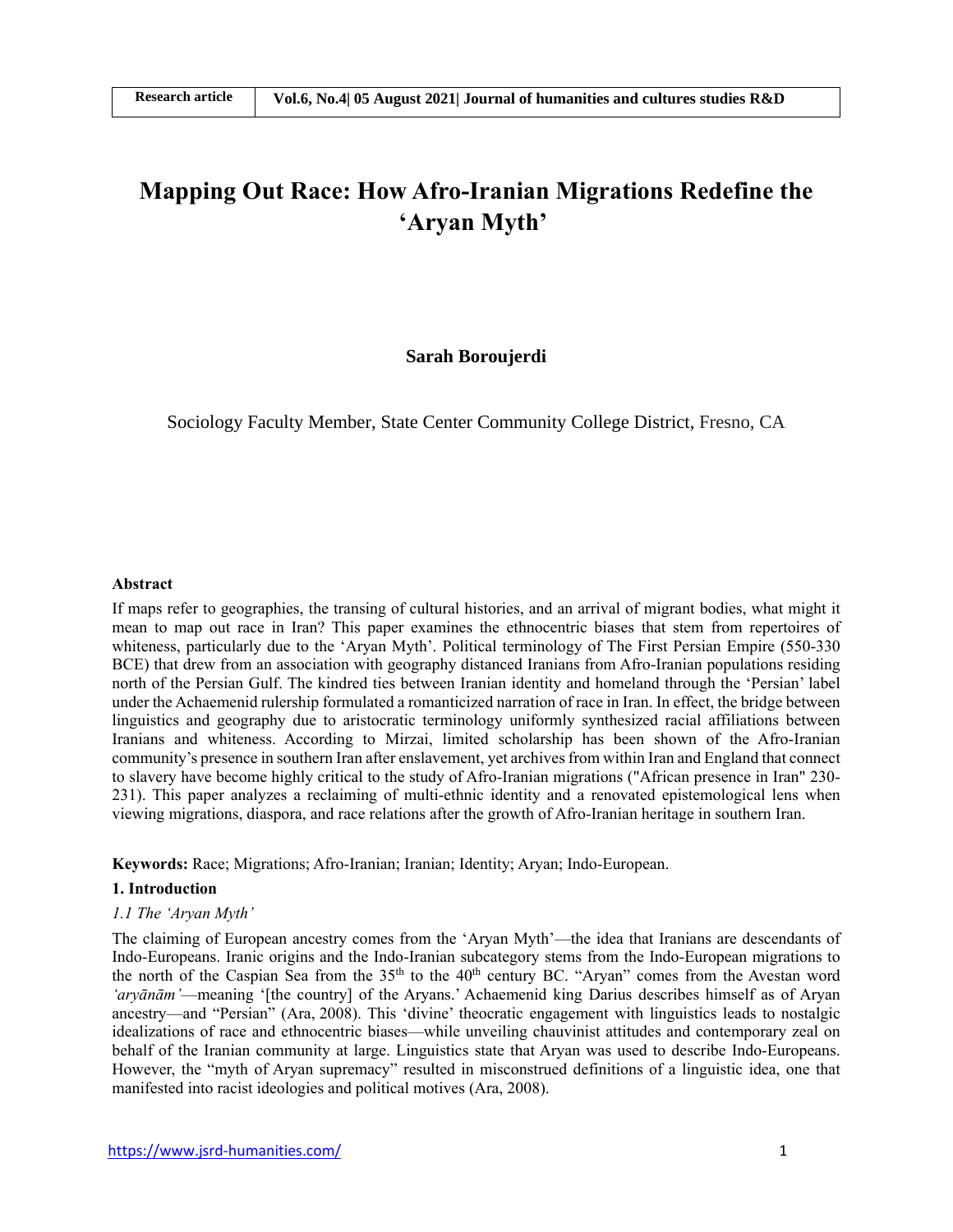# Mapping Out Race: How Afro-Iranian Migrations Redefine the 'Aryan Myth'

**Sarah Boroujerdi**

Sociology Faculty Member, State Center Community College District, Fresno, CA

## Abstract

If maps refer to geographies, the transing of cultural histories, and an arrival of migrant bodies, what might it mean to map out race in Iran? This paper examines the ethnocentric biases that stem from repertoires of whiteness, particularly due to the 'Aryan Myth'. Political terminology of The First Persian Empire (550-330 BCE) that drew from an association with geography distanced Iranians from Afro-Iranian populations residing north of the Persian Gulf. The kindred ties between Iranian identity and homeland through the 'Persian' label under the Achaemenid rulership formulated a romanticized narration of race in Iran. In effect, the bridge between linguistics and geography due to aristocratic terminology uniformly synthesized racial affiliations between Iranians and whiteness. According to Mirzai, limited scholarship has been shown of the Afro-Iranian community's presence in southern Iran after enslavement, yet archives from within Iran and England that connect to slavery have become highly critical to the study of Afro-Iranian migrations ("African presence in Iran" 230-231). This paper analyzes a reclaiming of multi-ethnic identity and a renovated epistemological lens when viewing migrations, diaspora, and race relations after the growth of Afro-Iranian heritage in southern Iran.

**Keywords:** Race; Migrations; Afro-Iranian; Iranian; Identity; Aryan; Indo-European.

## 1. Introduction

### *1.1 The 'Aryan Myth'*

The claiming of European ancestry comes from the 'Aryan Myth'—the idea that Iranians are descendants of Indo-Europeans. Iranic origins and the Indo-Iranian subcategory stems from the Indo-European migrations to the north of the Caspian Sea from the 35th to the 40th century BC. "Aryan" comes from the Avestan word *'aryānām'*—meaning '[the country] of the Aryans.' Achaemenid king Darius describes himself as of Aryan ancestry—and "Persian" (Ara, 2008). This 'divine' theocratic engagement with linguistics leads to nostalgic idealizations of race and ethnocentric biases—while unveiling chauvinist attitudes and contemporary zeal on behalf of the Iranian community at large. Linguistics state that Aryan was used to describe Indo-Europeans. However, the "myth of Aryan supremacy" resulted in misconstrued definitions of a linguistic idea, one that manifested into racist ideologies and political motives (Ara, 2008).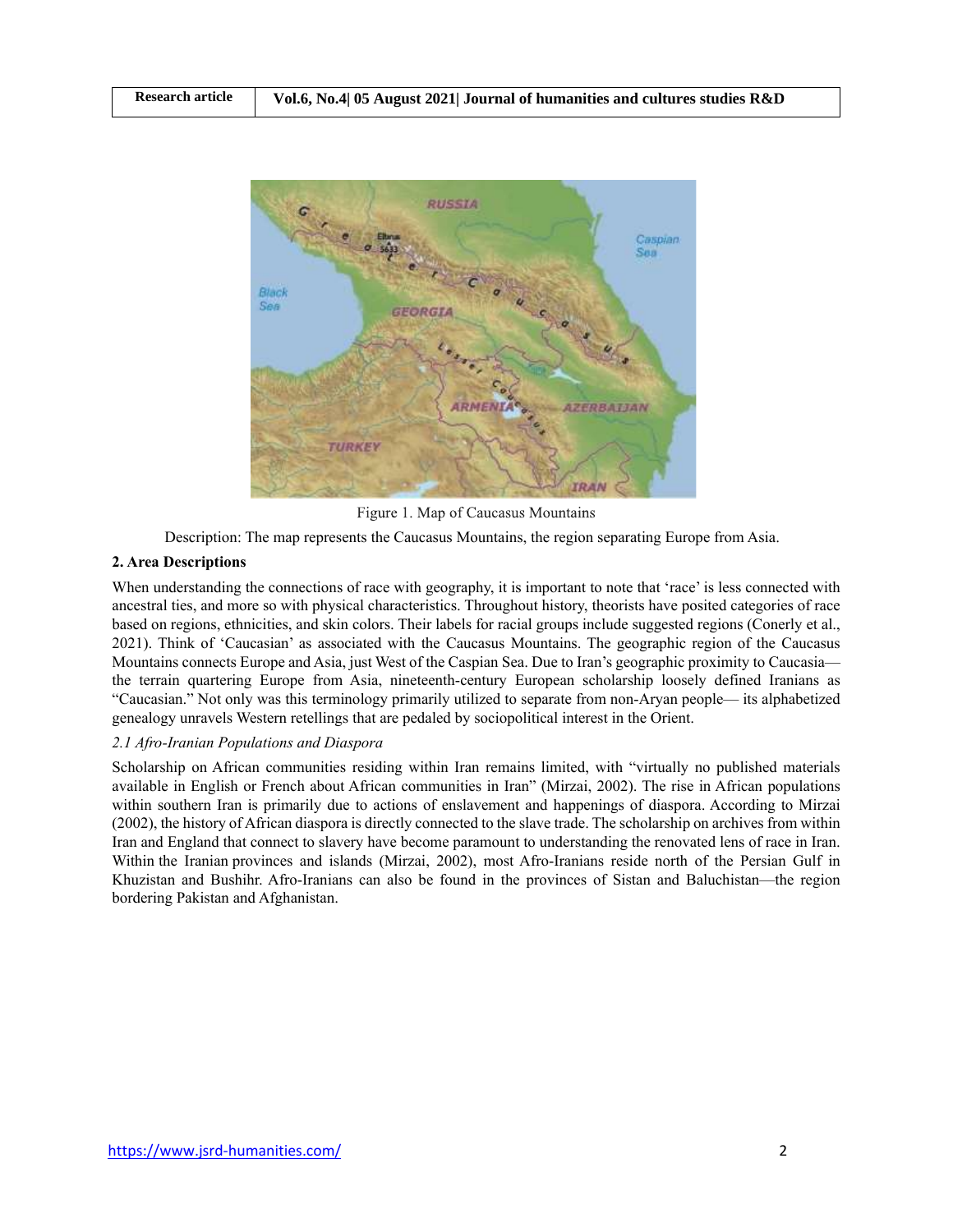Figure 1. Map of Caucasus Mountains

Description: The map represents the Caucasus Mountains, the region separating Europe from Asia.

## 2. Area Descriptions

When understanding the connections of race with geography, it is important to note that 'race' is less connected with ancestral ties, and more so with physical characteristics. Throughout history, theorists have posited categories of race based on regions, ethnicities, and skin colors. Their labels for racial groups include suggested regions (Conerly et al., 2021). Think of 'Caucasian' as associated with the Caucasus Mountains. The geographic region of the Caucasus Mountains connects Europe and Asia, just West of the Caspian Sea. Due to Iran's geographic proximity to Caucasia—the terrain quartering Europe from Asia, nineteenth-century European scholarship loosely defined Iranians as "Caucasian." Not only was this terminology primarily utilized to separate from non-Aryan people— its alphabetized genealogy unravels Western retellings that are pedaled by sociopolitical interest in the Orient.

### *2.1 Afro-Iranian Populations and Diaspora*

Scholarship on African communities residing within Iran remains limited, with "virtually no published materials available in English or French about African communities in Iran" (Mirzai, 2002). The rise in African populations within southern Iran is primarily due to actions of enslavement and happenings of diaspora. According to Mirzai (2002), the history of African diaspora is directly connected to the slave trade. The scholarship on archives from within Iran and England that connect to slavery have become paramount to understanding the renovated lens of race in Iran. Within the Iranian provinces and islands (Mirzai, 2002), most Afro-Iranians reside north of the Persian Gulf in Khuzistan and Bushihr. Afro-Iranians can also be found in the provinces of Sistan and Baluchistan—the region bordering Pakistan and Afghanistan.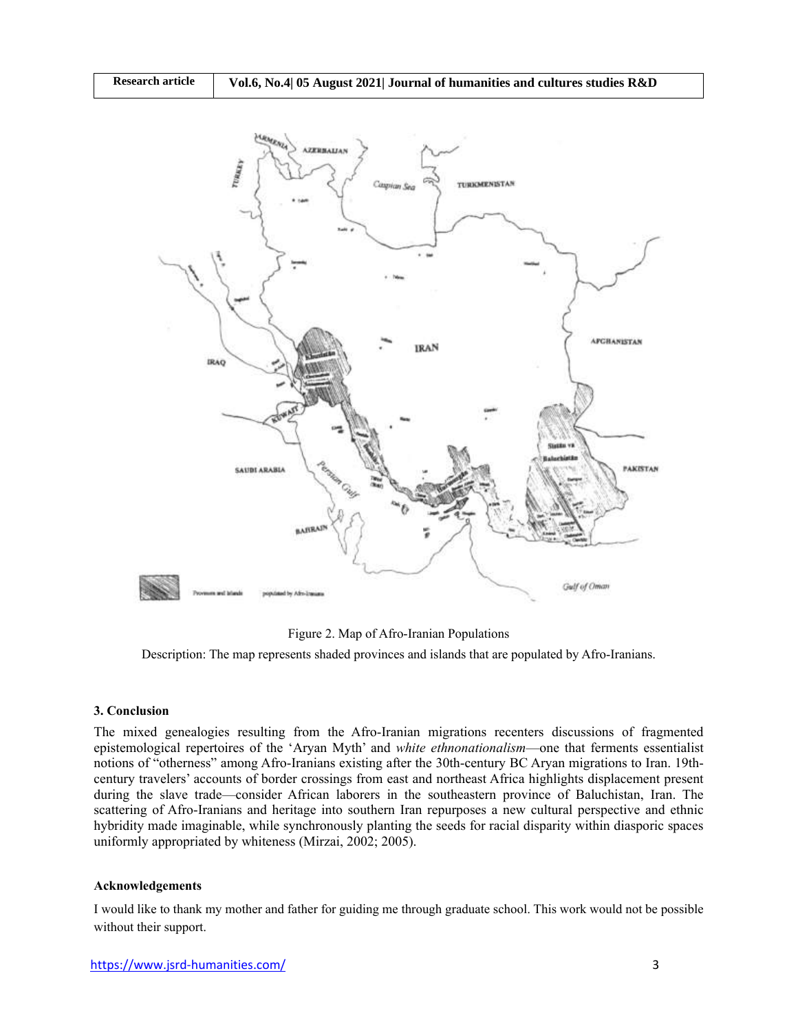Figure 2. Map of Afro-Iranian Populations

Description: The map represents shaded provinces and islands that are populated by Afro-Iranians.

### 3. Conclusion

The mixed genealogies resulting from the Afro-Iranian migrations recenters discussions of fragmented epistemological repertoires of the 'Aryan Myth' and *white ethnonationalism*—one that ferments essentialist notions of "otherness" among Afro-Iranians existing after the 30th-century BC Aryan migrations to Iran. 19th-century travelers' accounts of border crossings from east and northeast Africa highlights displacement present during the slave trade—consider African laborers in the southeastern province of Baluchistan, Iran. The scattering of Afro-Iranians and heritage into southern Iran repurposes a new cultural perspective and ethnic hybridity made imaginable, while synchronously planting the seeds for racial disparity within diasporic spaces uniformly appropriated by whiteness (Mirzai, 2002; 2005).

### Acknowledgements

I would like to thank my mother and father for guiding me through graduate school. This work would not be possible without their support.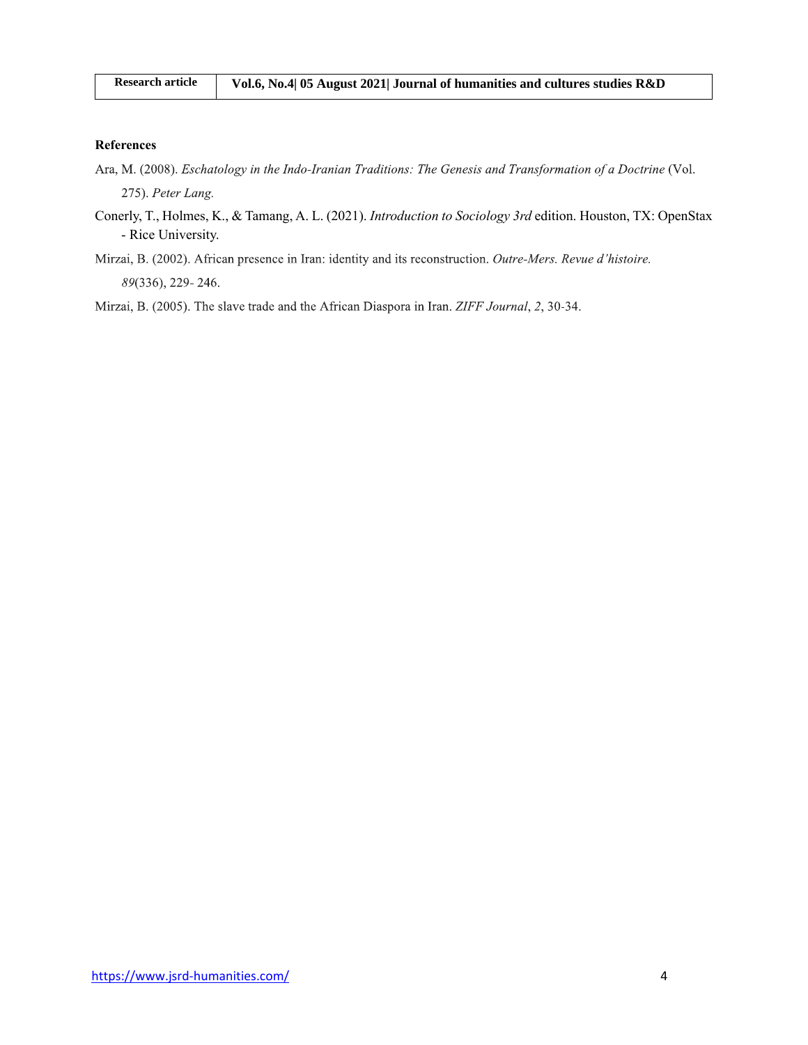## References

Ara, M. (2008). *Eschatology in the Indo-Iranian Traditions: The Genesis and Transformation of a Doctrine* (Vol. 275). *Peter Lang.*

Conerly, T., Holmes, K., & Tamang, A. L. (2021). *Introduction to Sociology 3rd* edition. Houston, TX: OpenStax - Rice University.

Mirzai, B. (2002). African presence in Iran: identity and its reconstruction. *Outre-Mers. Revue d'histoire. 89*(336), 229- 246.

Mirzai, B. (2005). The slave trade and the African Diaspora in Iran. *ZIFF Journal*, *2*, 30-34.